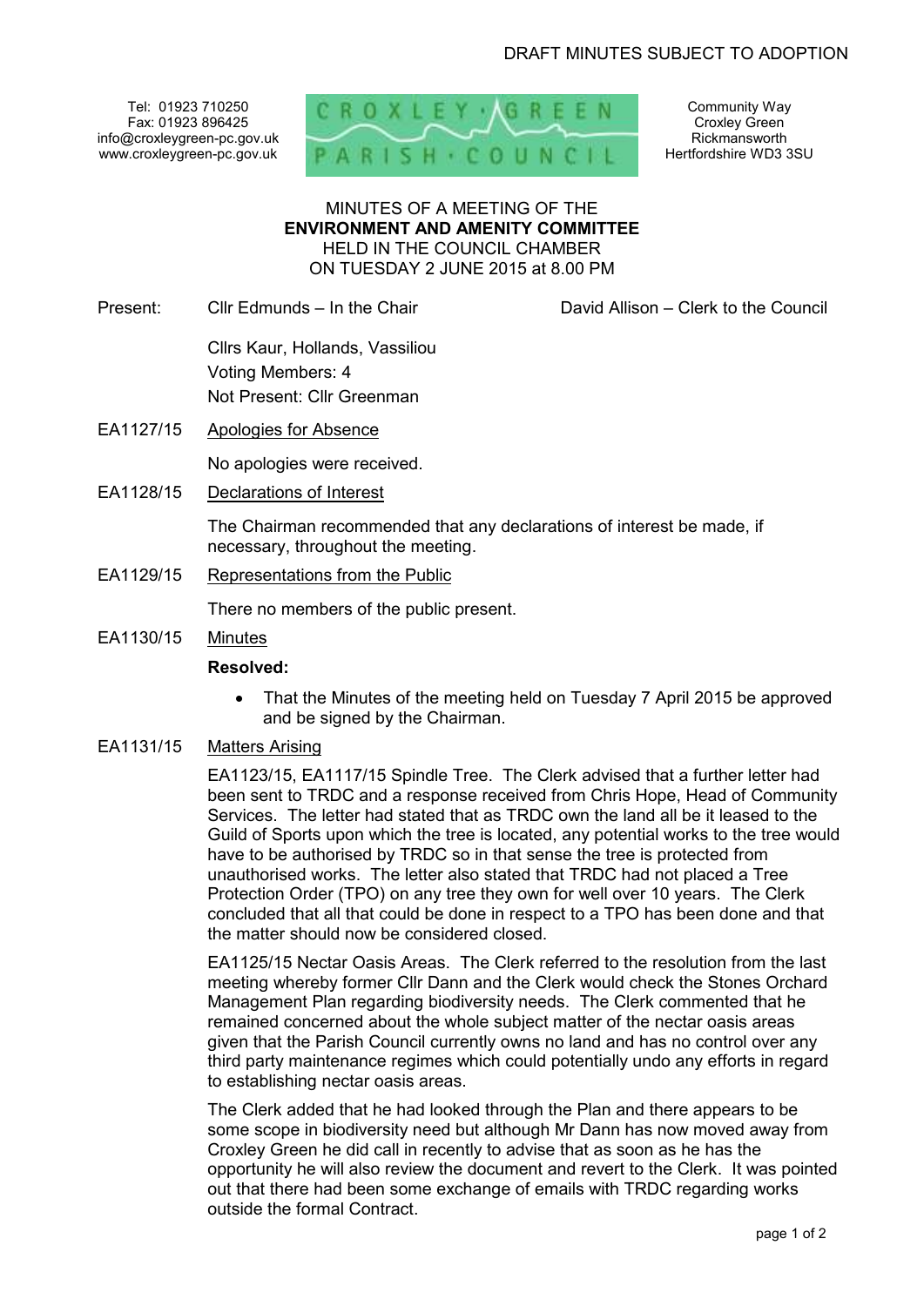DRAFT MINUTES SUBJECT TO ADOPTION

Tel: 01923 710250
Fax: 01923 896425
info@croxleygreen-pc.gov.uk
www.croxleygreen-pc.gov.uk

CROXLEY GREEN PARISH COUNCIL

Community Way
Croxley Green
Rickmansworth
Hertfordshire WD3 3SU

MINUTES OF A MEETING OF THE
**ENVIRONMENT AND AMENITY COMMITTEE**
HELD IN THE COUNCIL CHAMBER
ON TUESDAY 2 JUNE 2015 at 8.00 PM

Present: Cllr Edmunds – In the Chair — David Allison – Clerk to the Council

Cllrs Kaur, Hollands, Vassiliou
Voting Members: 4
Not Present: Cllr Greenman

EA1127/15 Apologies for Absence

No apologies were received.

EA1128/15 Declarations of Interest

The Chairman recommended that any declarations of interest be made, if necessary, throughout the meeting.

EA1129/15 Representations from the Public

There no members of the public present.

EA1130/15 Minutes

**Resolved:**

- That the Minutes of the meeting held on Tuesday 7 April 2015 be approved and be signed by the Chairman.

EA1131/15 Matters Arising

EA1123/15, EA1117/15 Spindle Tree. The Clerk advised that a further letter had been sent to TRDC and a response received from Chris Hope, Head of Community Services. The letter had stated that as TRDC own the land all be it leased to the Guild of Sports upon which the tree is located, any potential works to the tree would have to be authorised by TRDC so in that sense the tree is protected from unauthorised works. The letter also stated that TRDC had not placed a Tree Protection Order (TPO) on any tree they own for well over 10 years. The Clerk concluded that all that could be done in respect to a TPO has been done and that the matter should now be considered closed.

EA1125/15 Nectar Oasis Areas. The Clerk referred to the resolution from the last meeting whereby former Cllr Dann and the Clerk would check the Stones Orchard Management Plan regarding biodiversity needs. The Clerk commented that he remained concerned about the whole subject matter of the nectar oasis areas given that the Parish Council currently owns no land and has no control over any third party maintenance regimes which could potentially undo any efforts in regard to establishing nectar oasis areas.

The Clerk added that he had looked through the Plan and there appears to be some scope in biodiversity need but although Mr Dann has now moved away from Croxley Green he did call in recently to advise that as soon as he has the opportunity he will also review the document and revert to the Clerk. It was pointed out that there had been some exchange of emails with TRDC regarding works outside the formal Contract.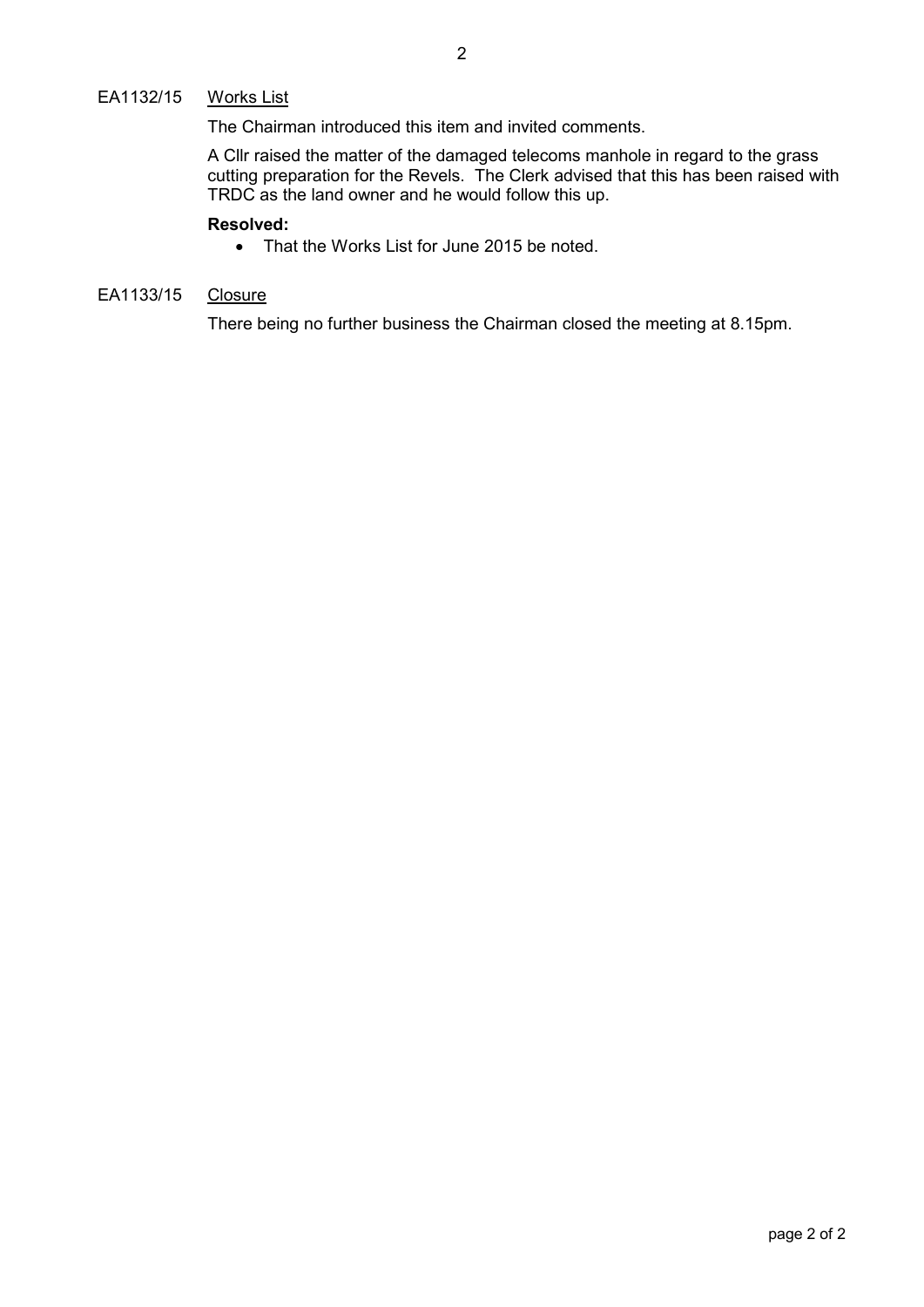## EA1132/15 Works List

The Chairman introduced this item and invited comments.

A Cllr raised the matter of the damaged telecoms manhole in regard to the grass cutting preparation for the Revels. The Clerk advised that this has been raised with TRDC as the land owner and he would follow this up.

**Resolved:**

- That the Works List for June 2015 be noted.

## EA1133/15 Closure

There being no further business the Chairman closed the meeting at 8.15pm.